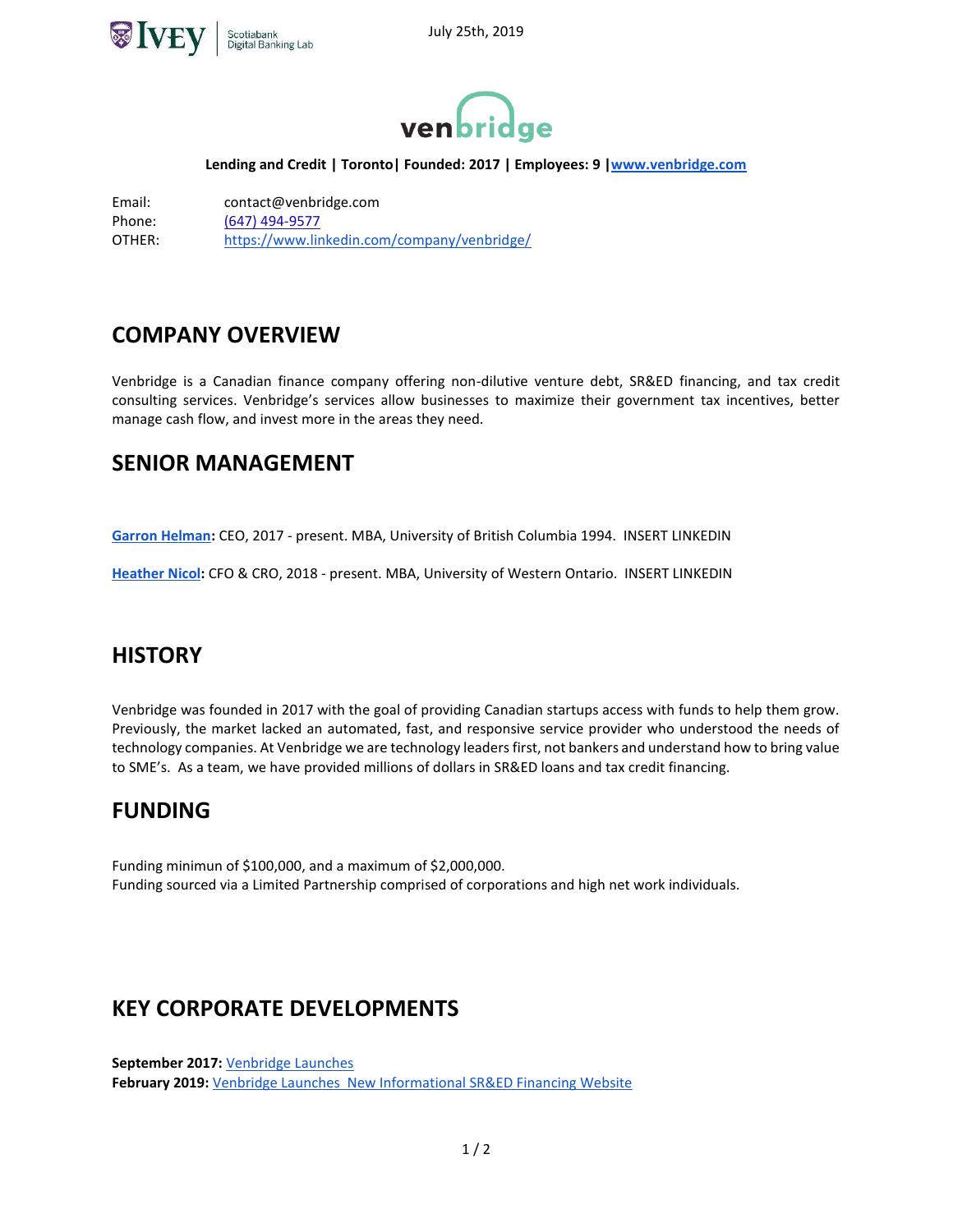July 25th, 2019

# venbridge

**Lending and Credit | Toronto| Founded: 2017 | Employees: 9 |[www.venbridge.com](www.venbridge.com)**

Email: contact@venbridge.com
Phone: (647) 494-9577
OTHER: https://www.linkedin.com/company/venbridge/

## COMPANY OVERVIEW

Venbridge is a Canadian finance company offering non-dilutive venture debt, SR&ED financing, and tax credit consulting services. Venbridge's services allow businesses to maximize their government tax incentives, better manage cash flow, and invest more in the areas they need.

## SENIOR MANAGEMENT

**Garron Helman:** CEO, 2017 - present. MBA, University of British Columbia 1994. INSERT LINKEDIN

**Heather Nicol:** CFO & CRO, 2018 - present. MBA, University of Western Ontario. INSERT LINKEDIN

## HISTORY

Venbridge was founded in 2017 with the goal of providing Canadian startups access with funds to help them grow. Previously, the market lacked an automated, fast, and responsive service provider who understood the needs of technology companies. At Venbridge we are technology leaders first, not bankers and understand how to bring value to SME's. As a team, we have provided millions of dollars in SR&ED loans and tax credit financing.

## FUNDING

Funding minimun of $100,000, and a maximum of $2,000,000.
Funding sourced via a Limited Partnership comprised of corporations and high net work individuals.

## KEY CORPORATE DEVELOPMENTS

**September 2017:** Venbridge Launches
**February 2019:** Venbridge Launches New Informational SR&ED Financing Website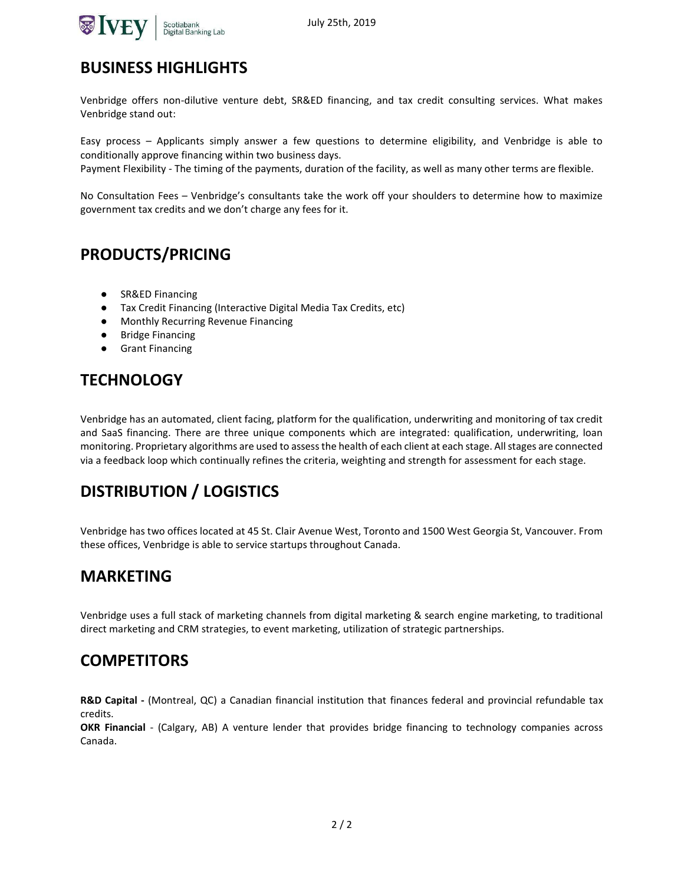## BUSINESS HIGHLIGHTS

Venbridge offers non-dilutive venture debt, SR&ED financing, and tax credit consulting services. What makes Venbridge stand out:

Easy process – Applicants simply answer a few questions to determine eligibility, and Venbridge is able to conditionally approve financing within two business days.
Payment Flexibility - The timing of the payments, duration of the facility, as well as many other terms are flexible.

No Consultation Fees – Venbridge's consultants take the work off your shoulders to determine how to maximize government tax credits and we don't charge any fees for it.

## PRODUCTS/PRICING

- SR&ED Financing
- Tax Credit Financing (Interactive Digital Media Tax Credits, etc)
- Monthly Recurring Revenue Financing
- Bridge Financing
- Grant Financing

## TECHNOLOGY

Venbridge has an automated, client facing, platform for the qualification, underwriting and monitoring of tax credit and SaaS financing. There are three unique components which are integrated: qualification, underwriting, loan monitoring. Proprietary algorithms are used to assess the health of each client at each stage. All stages are connected via a feedback loop which continually refines the criteria, weighting and strength for assessment for each stage.

## DISTRIBUTION / LOGISTICS

Venbridge has two offices located at 45 St. Clair Avenue West, Toronto and 1500 West Georgia St, Vancouver. From these offices, Venbridge is able to service startups throughout Canada.

## MARKETING

Venbridge uses a full stack of marketing channels from digital marketing & search engine marketing, to traditional direct marketing and CRM strategies, to event marketing, utilization of strategic partnerships.

## COMPETITORS

**R&D Capital -** (Montreal, QC) a Canadian financial institution that finances federal and provincial refundable tax credits.
**OKR Financial** - (Calgary, AB) A venture lender that provides bridge financing to technology companies across Canada.